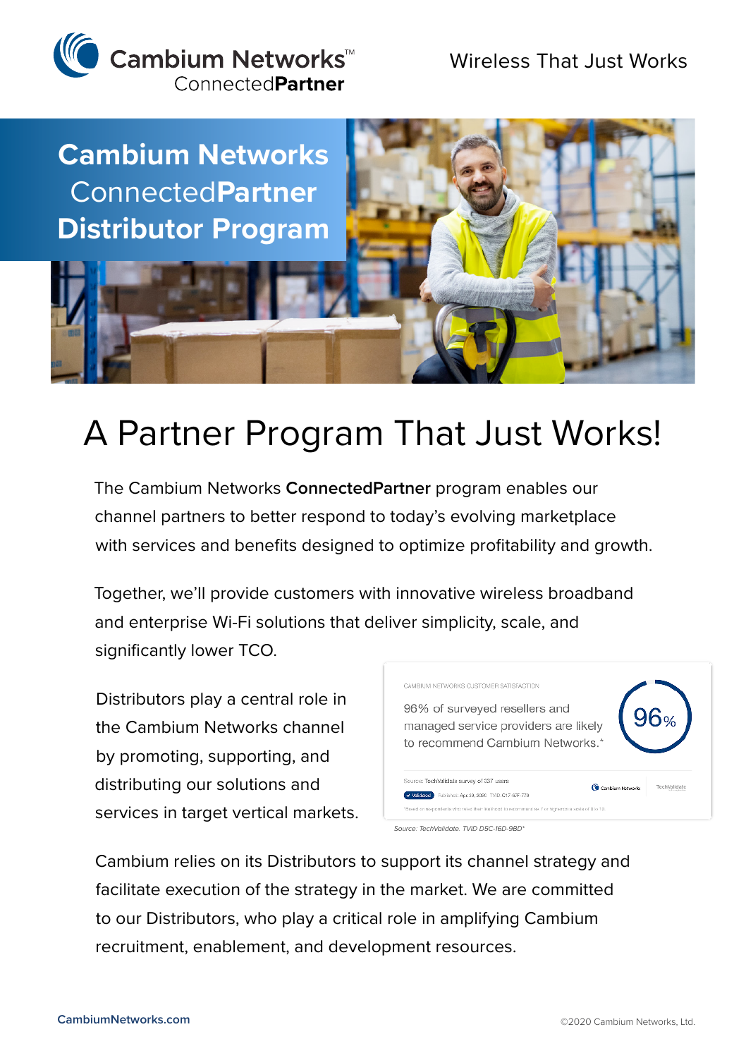Cambium Networks™ ConnectedPartner

Wireless That Just Works

# Cambium Networks ConnectedPartner Distributor Program

## A Partner Program That Just Works!

The Cambium Networks **ConnectedPartner** program enables our channel partners to better respond to today's evolving marketplace with services and benefits designed to optimize profitability and growth.

Together, we'll provide customers with innovative wireless broadband and enterprise Wi-Fi solutions that deliver simplicity, scale, and significantly lower TCO.

Distributors play a central role in the Cambium Networks channel by promoting, supporting, and distributing our solutions and services in target vertical markets.

CAMBIUM NETWORKS CUSTOMER SATISFACTION

96% of surveyed resellers and managed service providers are likely to recommend Cambium Networks.*

96%

Source: TechValidate survey of 237 users

*Source: TechValidate. TVID D5C-16D-9BD*

Cambium relies on its Distributors to support its channel strategy and facilitate execution of the strategy in the market. We are committed to our Distributors, who play a critical role in amplifying Cambium recruitment, enablement, and development resources.

CambiumNetworks.com

©2020 Cambium Networks, Ltd.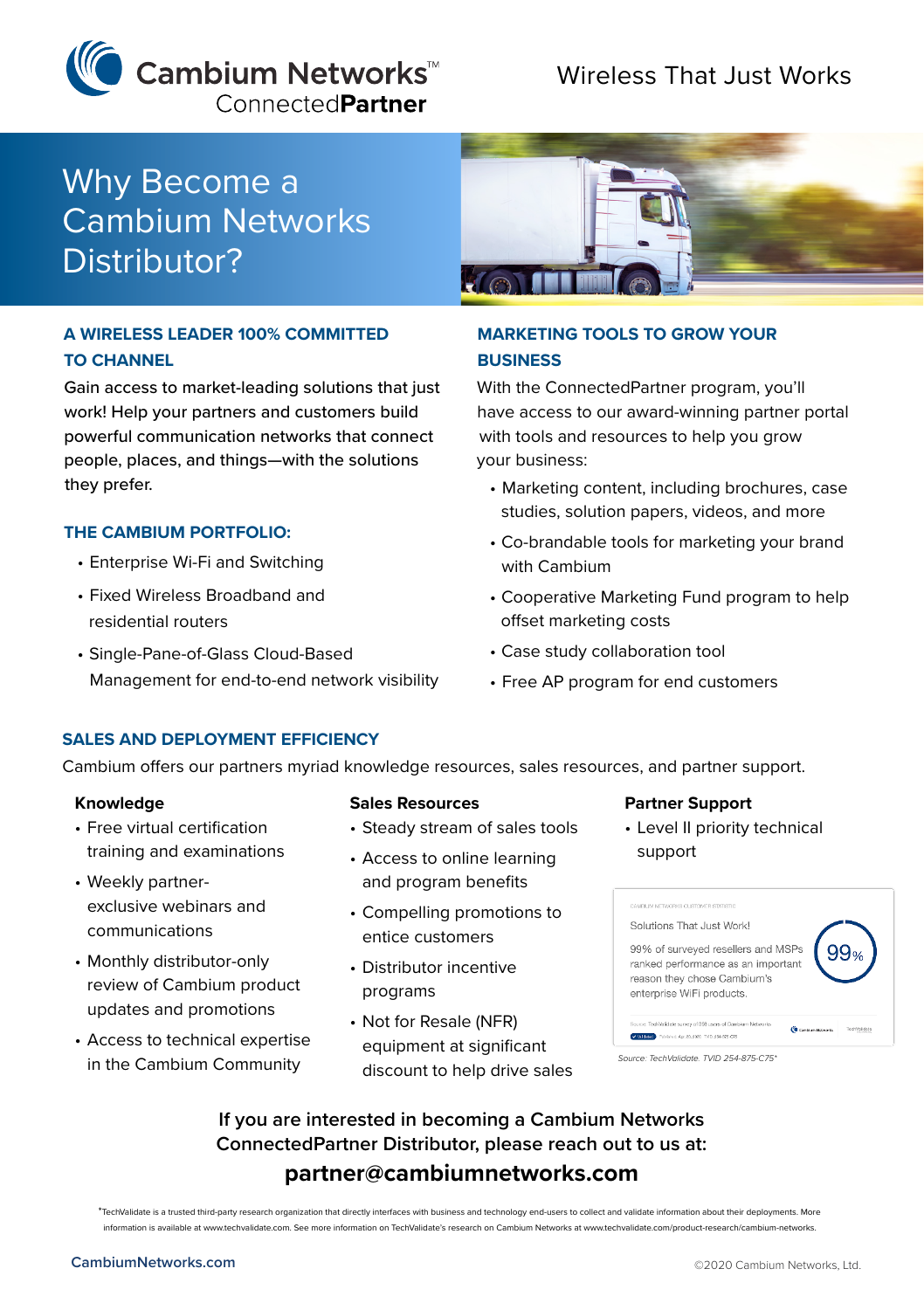Cambium Networks™
ConnectedPartner

Wireless That Just Works

# Why Become a Cambium Networks Distributor?

## A WIRELESS LEADER 100% COMMITTED TO CHANNEL

Gain access to market-leading solutions that just work! Help your partners and customers build powerful communication networks that connect people, places, and things—with the solutions they prefer.

## THE CAMBIUM PORTFOLIO:

- Enterprise Wi-Fi and Switching
- Fixed Wireless Broadband and residential routers
- Single-Pane-of-Glass Cloud-Based Management for end-to-end network visibility

## MARKETING TOOLS TO GROW YOUR BUSINESS

With the ConnectedPartner program, you'll have access to our award-winning partner portal with tools and resources to help you grow your business:

- Marketing content, including brochures, case studies, solution papers, videos, and more
- Co-brandable tools for marketing your brand with Cambium
- Cooperative Marketing Fund program to help offset marketing costs
- Case study collaboration tool
- Free AP program for end customers

## SALES AND DEPLOYMENT EFFICIENCY

Cambium offers our partners myriad knowledge resources, sales resources, and partner support.

### Knowledge

- Free virtual certification training and examinations
- Weekly partner-exclusive webinars and communications
- Monthly distributor-only review of Cambium product updates and promotions
- Access to technical expertise in the Cambium Community

### Sales Resources

- Steady stream of sales tools
- Access to online learning and program benefits
- Compelling promotions to entice customers
- Distributor incentive programs
- Not for Resale (NFR) equipment at significant discount to help drive sales

### Partner Support

- Level II priority technical support

CAMBIUM NETWORKS CUSTOMER STATISTIC

Solutions That Just Work!

99% of surveyed resellers and MSPs ranked performance as an important reason they chose Cambium's enterprise WiFi products.

99%

Source: TechValidate. TVID 254-875-C75*

**If you are interested in becoming a Cambium Networks ConnectedPartner Distributor, please reach out to us at:**

**partner@cambiumnetworks.com**

*TechValidate is a trusted third-party research organization that directly interfaces with business and technology end-users to collect and validate information about their deployments. More information is available at www.techvalidate.com. See more information on TechValidate's research on Cambium Networks at www.techvalidate.com/product-research/cambium-networks.

CambiumNetworks.com

©2020 Cambium Networks, Ltd.